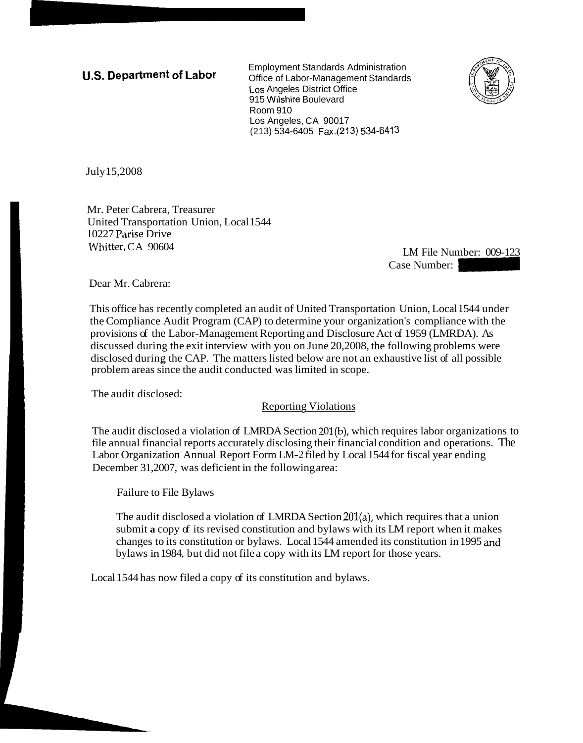**U.S. Department of Labor**

Employment Standards Administration
Office of Labor-Management Standards
Los Angeles District Office
915 Wilshire Boulevard
Room 910
Los Angeles, CA 90017
(213) 534-6405 Fax:(213) 534-6413

July 15, 2008

Mr. Peter Cabrera, Treasurer
United Transportation Union, Local 1544
10227 Parise Drive
Whitter, CA 90604

LM File Number: 009-123
Case Number:

Dear Mr. Cabrera:

This office has recently completed an audit of United Transportation Union, Local 1544 under the Compliance Audit Program (CAP) to determine your organization's compliance with the provisions of the Labor-Management Reporting and Disclosure Act of 1959 (LMRDA). As discussed during the exit interview with you on June 20, 2008, the following problems were disclosed during the CAP. The matters listed below are not an exhaustive list of all possible problem areas since the audit conducted was limited in scope.

The audit disclosed:

## Reporting Violations

The audit disclosed a violation of LMRDA Section 201(b), which requires labor organizations to file annual financial reports accurately disclosing their financial condition and operations. The Labor Organization Annual Report Form LM-2 filed by Local 1544 for fiscal year ending December 31, 2007, was deficient in the following area:

### Failure to File Bylaws

The audit disclosed a violation of LMRDA Section 201(a), which requires that a union submit **a** copy of its revised constitution and bylaws with its LM report when it makes changes to its constitution or bylaws. Local 1544 amended its constitution in 1995 and bylaws in 1984, but did not file a copy with its LM report for those years.

Local 1544 has now filed a copy of its constitution and bylaws.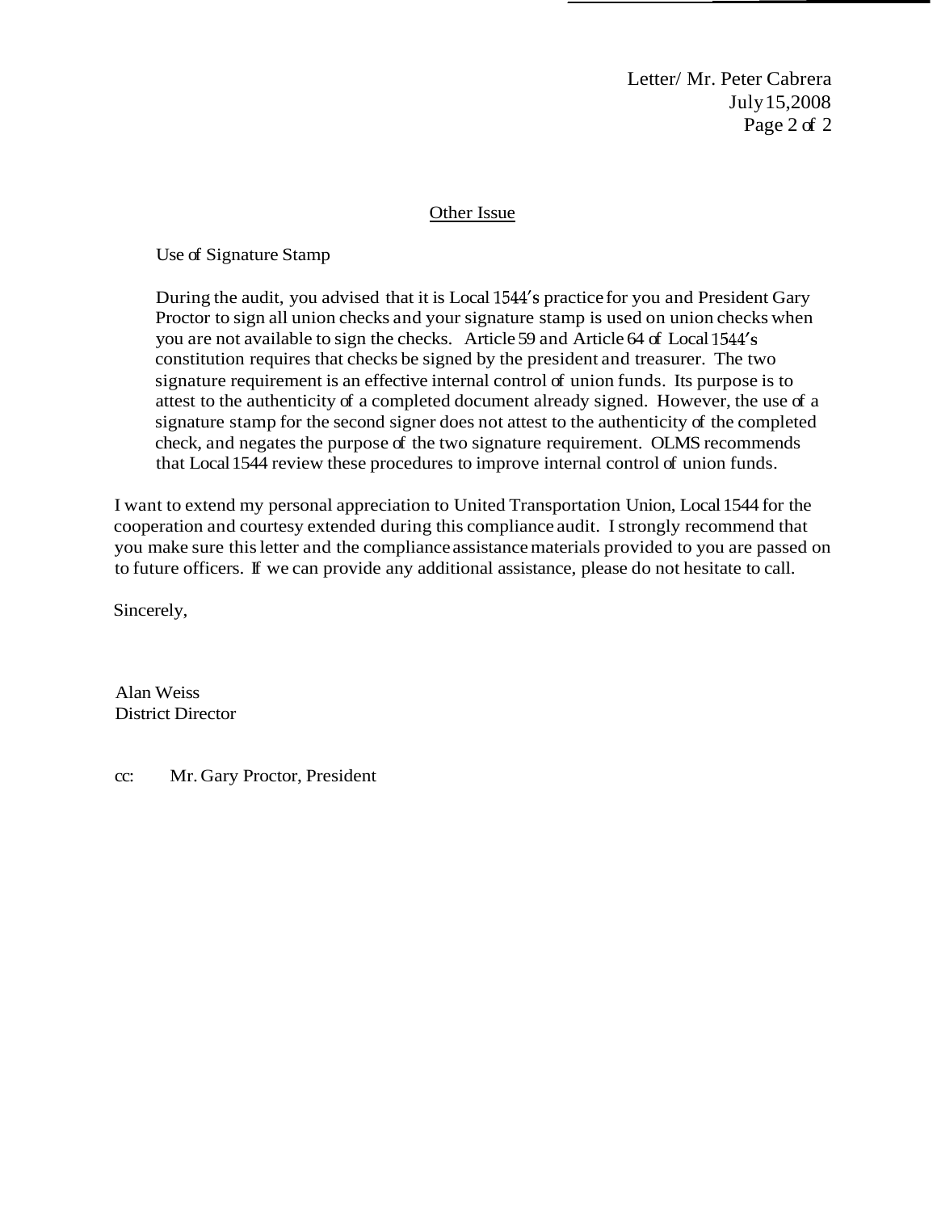## Other Issue

Use of Signature Stamp

During the audit, you advised that it is Local 1544's practice for you and President Gary Proctor to sign all union checks and your signature stamp is used on union checks when you are not available to sign the checks. Article 59 and Article 64 of Local 1544's constitution requires that checks be signed by the president and treasurer. The two signature requirement is an effective internal control of union funds. Its purpose is to attest to the authenticity of a completed document already signed. However, the use of a signature stamp for the second signer does not attest to the authenticity of the completed check, and negates the purpose of the two signature requirement. OLMS recommends that Local 1544 review these procedures to improve internal control of union funds.

I want to extend my personal appreciation to United Transportation Union, Local 1544 for the cooperation and courtesy extended during this compliance audit. I strongly recommend that you make sure this letter and the compliance assistance materials provided to you are passed on to future officers. If we can provide any additional assistance, please do not hesitate to call.

Sincerely,

Alan Weiss
District Director

cc: Mr. Gary Proctor, President